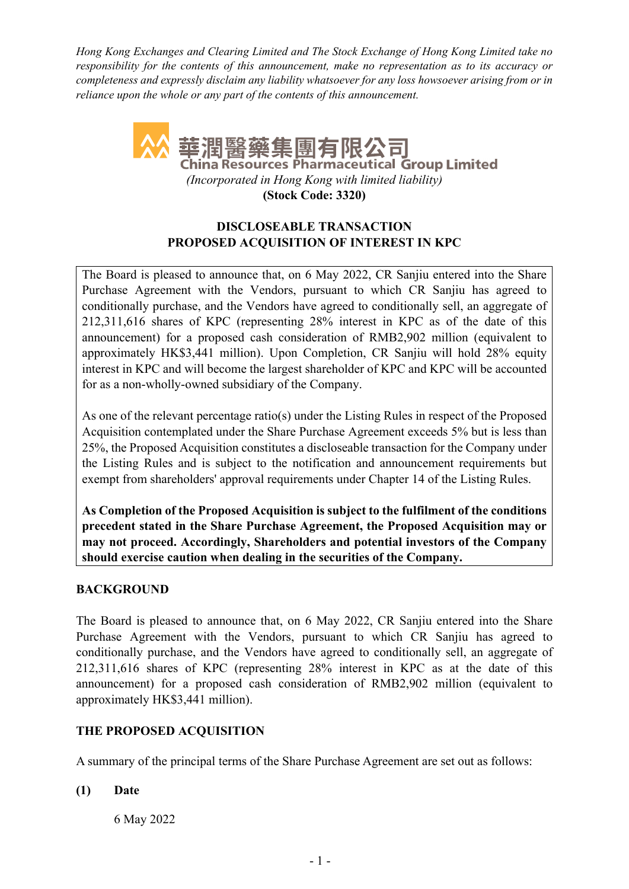*Hong Kong Exchanges and Clearing Limited and The Stock Exchange of Hong Kong Limited take no responsibility for the contents of this announcement, make no representation as to its accuracy or completeness and expressly disclaim any liability whatsoever for any loss howsoever arising from or in reliance upon the whole or any part of the contents of this announcement.*

# 華潤醫藥集團有限公司
# China Resources Pharmaceutical Group Limited

*(Incorporated in Hong Kong with limited liability)*

**(Stock Code: 3320)**

## DISCLOSEABLE TRANSACTION
## PROPOSED ACQUISITION OF INTEREST IN KPC

The Board is pleased to announce that, on 6 May 2022, CR Sanjiu entered into the Share Purchase Agreement with the Vendors, pursuant to which CR Sanjiu has agreed to conditionally purchase, and the Vendors have agreed to conditionally sell, an aggregate of 212,311,616 shares of KPC (representing 28% interest in KPC as of the date of this announcement) for a proposed cash consideration of RMB2,902 million (equivalent to approximately HK$3,441 million). Upon Completion, CR Sanjiu will hold 28% equity interest in KPC and will become the largest shareholder of KPC and KPC will be accounted for as a non-wholly-owned subsidiary of the Company.

As one of the relevant percentage ratio(s) under the Listing Rules in respect of the Proposed Acquisition contemplated under the Share Purchase Agreement exceeds 5% but is less than 25%, the Proposed Acquisition constitutes a discloseable transaction for the Company under the Listing Rules and is subject to the notification and announcement requirements but exempt from shareholders' approval requirements under Chapter 14 of the Listing Rules.

**As Completion of the Proposed Acquisition is subject to the fulfilment of the conditions precedent stated in the Share Purchase Agreement, the Proposed Acquisition may or may not proceed. Accordingly, Shareholders and potential investors of the Company should exercise caution when dealing in the securities of the Company.**

## BACKGROUND

The Board is pleased to announce that, on 6 May 2022, CR Sanjiu entered into the Share Purchase Agreement with the Vendors, pursuant to which CR Sanjiu has agreed to conditionally purchase, and the Vendors have agreed to conditionally sell, an aggregate of 212,311,616 shares of KPC (representing 28% interest in KPC as at the date of this announcement) for a proposed cash consideration of RMB2,902 million (equivalent to approximately HK$3,441 million).

## THE PROPOSED ACQUISITION

A summary of the principal terms of the Share Purchase Agreement are set out as follows:

**(1) Date**

6 May 2022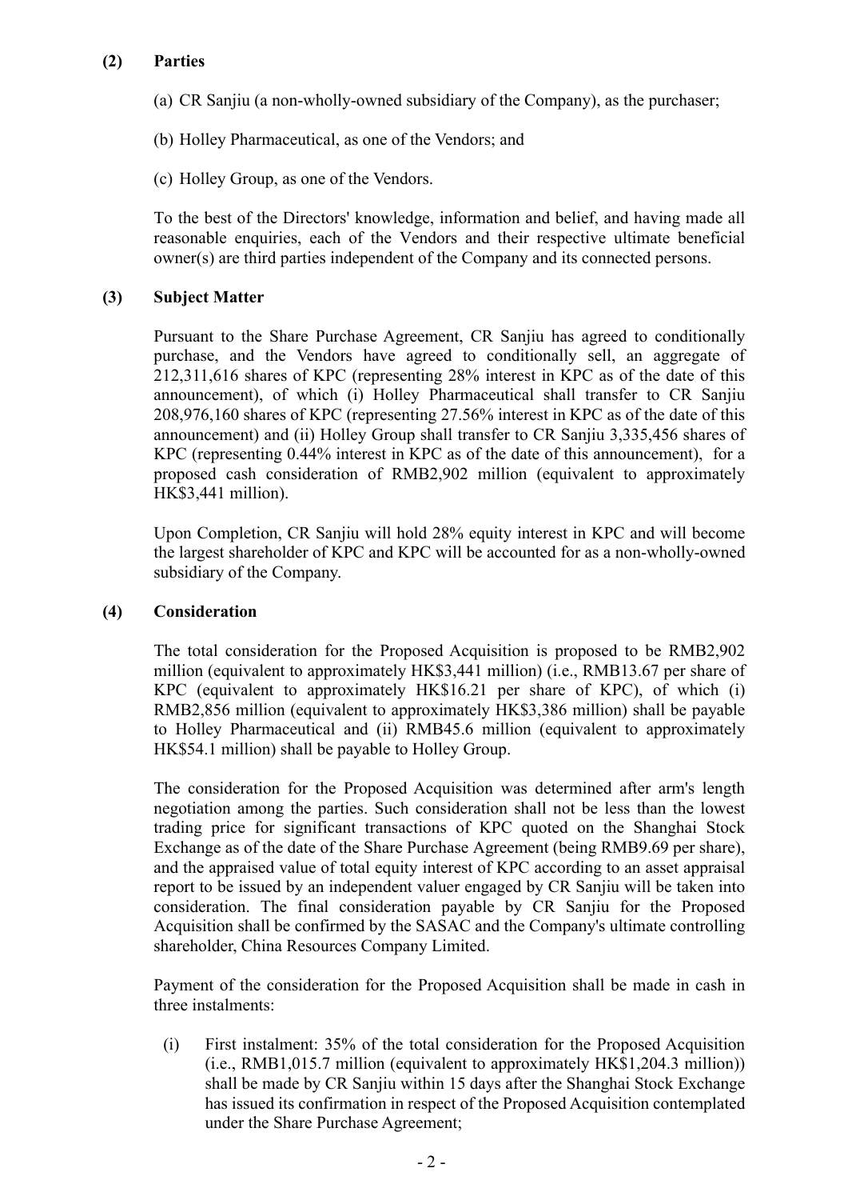### (2) Parties

(a) CR Sanjiu (a non-wholly-owned subsidiary of the Company), as the purchaser;

(b) Holley Pharmaceutical, as one of the Vendors; and

(c) Holley Group, as one of the Vendors.

To the best of the Directors' knowledge, information and belief, and having made all reasonable enquiries, each of the Vendors and their respective ultimate beneficial owner(s) are third parties independent of the Company and its connected persons.

### (3) Subject Matter

Pursuant to the Share Purchase Agreement, CR Sanjiu has agreed to conditionally purchase, and the Vendors have agreed to conditionally sell, an aggregate of 212,311,616 shares of KPC (representing 28% interest in KPC as of the date of this announcement), of which (i) Holley Pharmaceutical shall transfer to CR Sanjiu 208,976,160 shares of KPC (representing 27.56% interest in KPC as of the date of this announcement) and (ii) Holley Group shall transfer to CR Sanjiu 3,335,456 shares of KPC (representing 0.44% interest in KPC as of the date of this announcement), for a proposed cash consideration of RMB2,902 million (equivalent to approximately HK$3,441 million).

Upon Completion, CR Sanjiu will hold 28% equity interest in KPC and will become the largest shareholder of KPC and KPC will be accounted for as a non-wholly-owned subsidiary of the Company.

### (4) Consideration

The total consideration for the Proposed Acquisition is proposed to be RMB2,902 million (equivalent to approximately HK$3,441 million) (i.e., RMB13.67 per share of KPC (equivalent to approximately HK$16.21 per share of KPC), of which (i) RMB2,856 million (equivalent to approximately HK$3,386 million) shall be payable to Holley Pharmaceutical and (ii) RMB45.6 million (equivalent to approximately HK$54.1 million) shall be payable to Holley Group.

The consideration for the Proposed Acquisition was determined after arm's length negotiation among the parties. Such consideration shall not be less than the lowest trading price for significant transactions of KPC quoted on the Shanghai Stock Exchange as of the date of the Share Purchase Agreement (being RMB9.69 per share), and the appraised value of total equity interest of KPC according to an asset appraisal report to be issued by an independent valuer engaged by CR Sanjiu will be taken into consideration. The final consideration payable by CR Sanjiu for the Proposed Acquisition shall be confirmed by the SASAC and the Company's ultimate controlling shareholder, China Resources Company Limited.

Payment of the consideration for the Proposed Acquisition shall be made in cash in three instalments:

(i) First instalment: 35% of the total consideration for the Proposed Acquisition (i.e., RMB1,015.7 million (equivalent to approximately HK$1,204.3 million)) shall be made by CR Sanjiu within 15 days after the Shanghai Stock Exchange has issued its confirmation in respect of the Proposed Acquisition contemplated under the Share Purchase Agreement;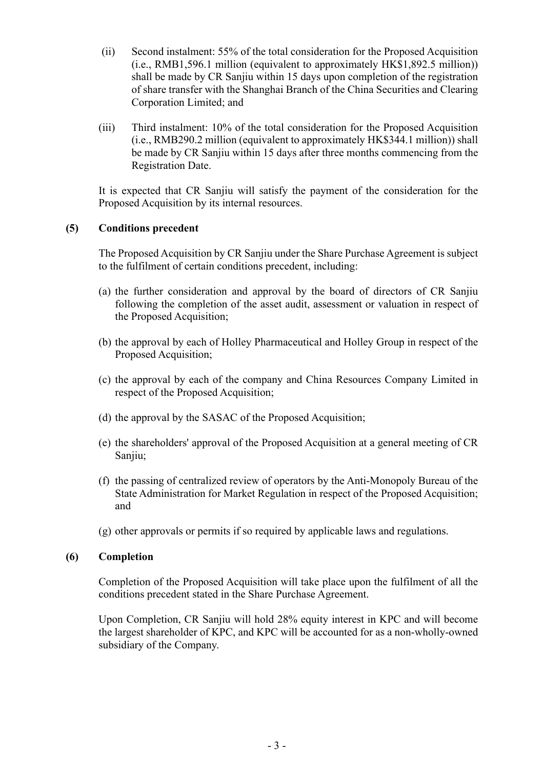(ii) Second instalment: 55% of the total consideration for the Proposed Acquisition (i.e., RMB1,596.1 million (equivalent to approximately HK$1,892.5 million)) shall be made by CR Sanjiu within 15 days upon completion of the registration of share transfer with the Shanghai Branch of the China Securities and Clearing Corporation Limited; and

(iii) Third instalment: 10% of the total consideration for the Proposed Acquisition (i.e., RMB290.2 million (equivalent to approximately HK$344.1 million)) shall be made by CR Sanjiu within 15 days after three months commencing from the Registration Date.

It is expected that CR Sanjiu will satisfy the payment of the consideration for the Proposed Acquisition by its internal resources.

**(5) Conditions precedent**

The Proposed Acquisition by CR Sanjiu under the Share Purchase Agreement is subject to the fulfilment of certain conditions precedent, including:

(a) the further consideration and approval by the board of directors of CR Sanjiu following the completion of the asset audit, assessment or valuation in respect of the Proposed Acquisition;

(b) the approval by each of Holley Pharmaceutical and Holley Group in respect of the Proposed Acquisition;

(c) the approval by each of the company and China Resources Company Limited in respect of the Proposed Acquisition;

(d) the approval by the SASAC of the Proposed Acquisition;

(e) the shareholders' approval of the Proposed Acquisition at a general meeting of CR Sanjiu;

(f) the passing of centralized review of operators by the Anti-Monopoly Bureau of the State Administration for Market Regulation in respect of the Proposed Acquisition; and

(g) other approvals or permits if so required by applicable laws and regulations.

**(6) Completion**

Completion of the Proposed Acquisition will take place upon the fulfilment of all the conditions precedent stated in the Share Purchase Agreement.

Upon Completion, CR Sanjiu will hold 28% equity interest in KPC and will become the largest shareholder of KPC, and KPC will be accounted for as a non-wholly-owned subsidiary of the Company.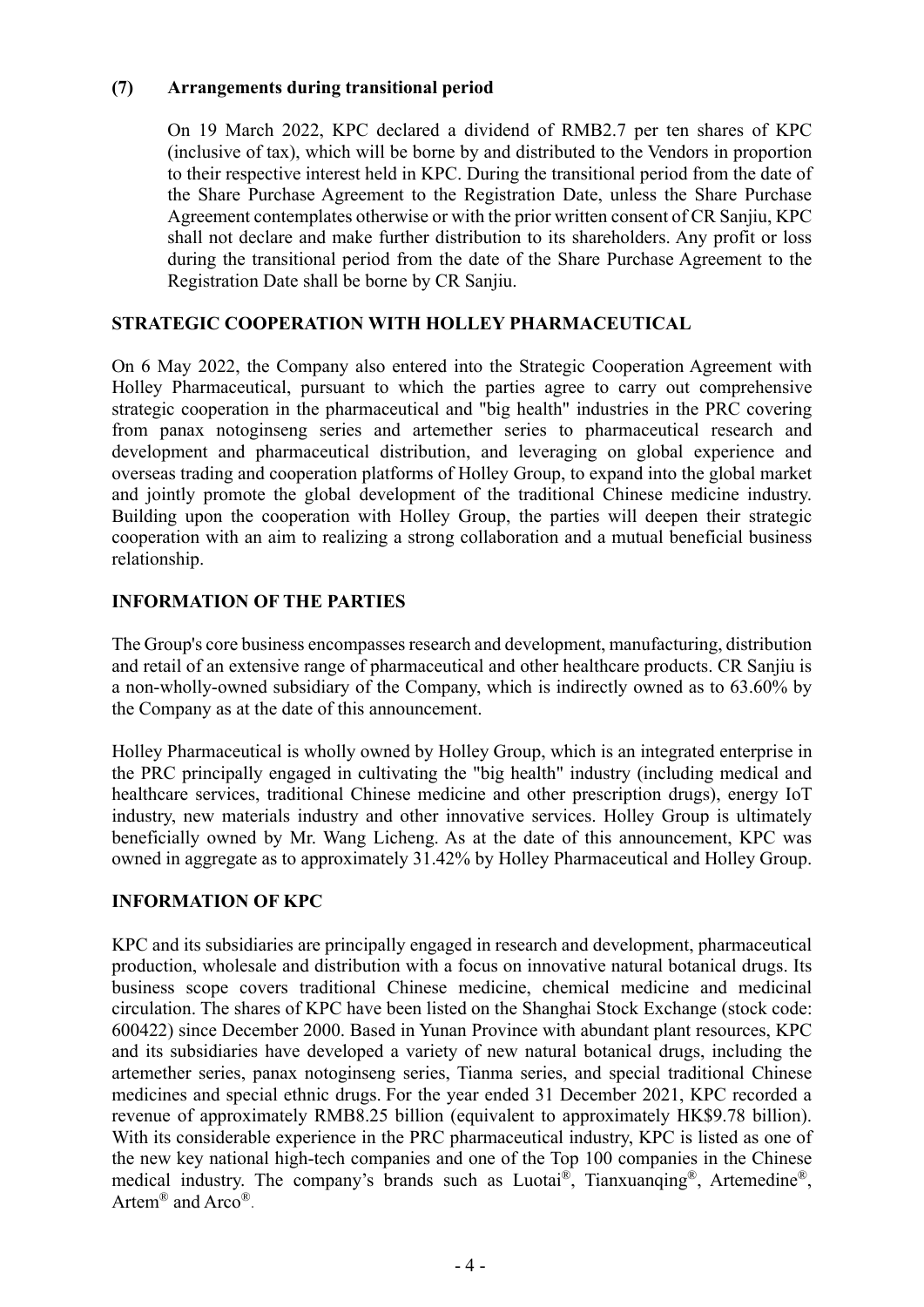**(7) Arrangements during transitional period**

On 19 March 2022, KPC declared a dividend of RMB2.7 per ten shares of KPC (inclusive of tax), which will be borne by and distributed to the Vendors in proportion to their respective interest held in KPC. During the transitional period from the date of the Share Purchase Agreement to the Registration Date, unless the Share Purchase Agreement contemplates otherwise or with the prior written consent of CR Sanjiu, KPC shall not declare and make further distribution to its shareholders. Any profit or loss during the transitional period from the date of the Share Purchase Agreement to the Registration Date shall be borne by CR Sanjiu.

## STRATEGIC COOPERATION WITH HOLLEY PHARMACEUTICAL

On 6 May 2022, the Company also entered into the Strategic Cooperation Agreement with Holley Pharmaceutical, pursuant to which the parties agree to carry out comprehensive strategic cooperation in the pharmaceutical and "big health" industries in the PRC covering from panax notoginseng series and artemether series to pharmaceutical research and development and pharmaceutical distribution, and leveraging on global experience and overseas trading and cooperation platforms of Holley Group, to expand into the global market and jointly promote the global development of the traditional Chinese medicine industry. Building upon the cooperation with Holley Group, the parties will deepen their strategic cooperation with an aim to realizing a strong collaboration and a mutual beneficial business relationship.

## INFORMATION OF THE PARTIES

The Group's core business encompasses research and development, manufacturing, distribution and retail of an extensive range of pharmaceutical and other healthcare products. CR Sanjiu is a non-wholly-owned subsidiary of the Company, which is indirectly owned as to 63.60% by the Company as at the date of this announcement.

Holley Pharmaceutical is wholly owned by Holley Group, which is an integrated enterprise in the PRC principally engaged in cultivating the "big health" industry (including medical and healthcare services, traditional Chinese medicine and other prescription drugs), energy IoT industry, new materials industry and other innovative services. Holley Group is ultimately beneficially owned by Mr. Wang Licheng. As at the date of this announcement, KPC was owned in aggregate as to approximately 31.42% by Holley Pharmaceutical and Holley Group.

## INFORMATION OF KPC

KPC and its subsidiaries are principally engaged in research and development, pharmaceutical production, wholesale and distribution with a focus on innovative natural botanical drugs. Its business scope covers traditional Chinese medicine, chemical medicine and medicinal circulation. The shares of KPC have been listed on the Shanghai Stock Exchange (stock code: 600422) since December 2000. Based in Yunan Province with abundant plant resources, KPC and its subsidiaries have developed a variety of new natural botanical drugs, including the artemether series, panax notoginseng series, Tianma series, and special traditional Chinese medicines and special ethnic drugs. For the year ended 31 December 2021, KPC recorded a revenue of approximately RMB8.25 billion (equivalent to approximately HK$9.78 billion). With its considerable experience in the PRC pharmaceutical industry, KPC is listed as one of the new key national high-tech companies and one of the Top 100 companies in the Chinese medical industry. The company's brands such as Luotai®, Tianxuanqing®, Artemedine®, Artem® and Arco®.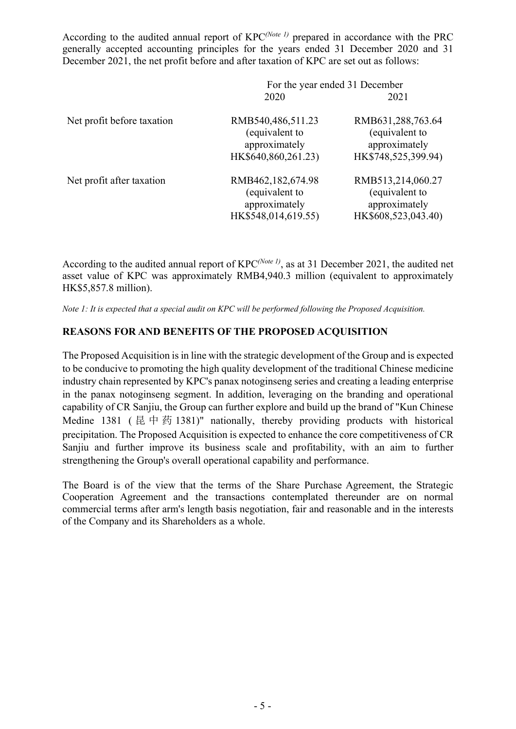According to the audited annual report of KPC[(Note 1)] prepared in accordance with the PRC generally accepted accounting principles for the years ended 31 December 2020 and 31 December 2021, the net profit before and after taxation of KPC are set out as follows:

| | For the year ended 31 December 2020 | 2021 |
|---|---|---|
| Net profit before taxation | RMB540,486,511.23 (equivalent to approximately HK$640,860,261.23) | RMB631,288,763.64 (equivalent to approximately HK$748,525,399.94) |
| Net profit after taxation | RMB462,182,674.98 (equivalent to approximately HK$548,014,619.55) | RMB513,214,060.27 (equivalent to approximately HK$608,523,043.40) |

According to the audited annual report of KPC[(Note 1)], as at 31 December 2021, the audited net asset value of KPC was approximately RMB4,940.3 million (equivalent to approximately HK$5,857.8 million).

*Note 1: It is expected that a special audit on KPC will be performed following the Proposed Acquisition.*

**REASONS FOR AND BENEFITS OF THE PROPOSED ACQUISITION**

The Proposed Acquisition is in line with the strategic development of the Group and is expected to be conducive to promoting the high quality development of the traditional Chinese medicine industry chain represented by KPC's panax notoginseng series and creating a leading enterprise in the panax notoginseng segment. In addition, leveraging on the branding and operational capability of CR Sanjiu, the Group can further explore and build up the brand of "Kun Chinese Medine 1381 (昆中药1381)" nationally, thereby providing products with historical precipitation. The Proposed Acquisition is expected to enhance the core competitiveness of CR Sanjiu and further improve its business scale and profitability, with an aim to further strengthening the Group's overall operational capability and performance.

The Board is of the view that the terms of the Share Purchase Agreement, the Strategic Cooperation Agreement and the transactions contemplated thereunder are on normal commercial terms after arm's length basis negotiation, fair and reasonable and in the interests of the Company and its Shareholders as a whole.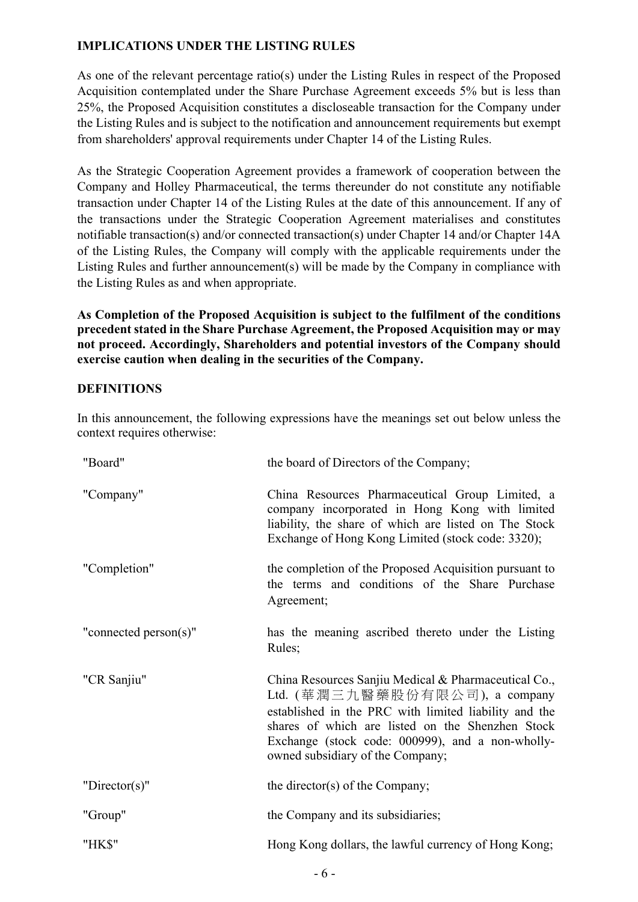## IMPLICATIONS UNDER THE LISTING RULES

As one of the relevant percentage ratio(s) under the Listing Rules in respect of the Proposed Acquisition contemplated under the Share Purchase Agreement exceeds 5% but is less than 25%, the Proposed Acquisition constitutes a discloseable transaction for the Company under the Listing Rules and is subject to the notification and announcement requirements but exempt from shareholders' approval requirements under Chapter 14 of the Listing Rules.

As the Strategic Cooperation Agreement provides a framework of cooperation between the Company and Holley Pharmaceutical, the terms thereunder do not constitute any notifiable transaction under Chapter 14 of the Listing Rules at the date of this announcement. If any of the transactions under the Strategic Cooperation Agreement materialises and constitutes notifiable transaction(s) and/or connected transaction(s) under Chapter 14 and/or Chapter 14A of the Listing Rules, the Company will comply with the applicable requirements under the Listing Rules and further announcement(s) will be made by the Company in compliance with the Listing Rules as and when appropriate.

**As Completion of the Proposed Acquisition is subject to the fulfilment of the conditions precedent stated in the Share Purchase Agreement, the Proposed Acquisition may or may not proceed. Accordingly, Shareholders and potential investors of the Company should exercise caution when dealing in the securities of the Company.**

## DEFINITIONS

In this announcement, the following expressions have the meanings set out below unless the context requires otherwise:

| | |
|---|---|
| "Board" | the board of Directors of the Company; |
| "Company" | China Resources Pharmaceutical Group Limited, a company incorporated in Hong Kong with limited liability, the share of which are listed on The Stock Exchange of Hong Kong Limited (stock code: 3320); |
| "Completion" | the completion of the Proposed Acquisition pursuant to the terms and conditions of the Share Purchase Agreement; |
| "connected person(s)" | has the meaning ascribed thereto under the Listing Rules; |
| "CR Sanjiu" | China Resources Sanjiu Medical & Pharmaceutical Co., Ltd. (華潤三九醫藥股份有限公司), a company established in the PRC with limited liability and the shares of which are listed on the Shenzhen Stock Exchange (stock code: 000999), and a non-wholly-owned subsidiary of the Company; |
| "Director(s)" | the director(s) of the Company; |
| "Group" | the Company and its subsidiaries; |
| "HK$" | Hong Kong dollars, the lawful currency of Hong Kong; |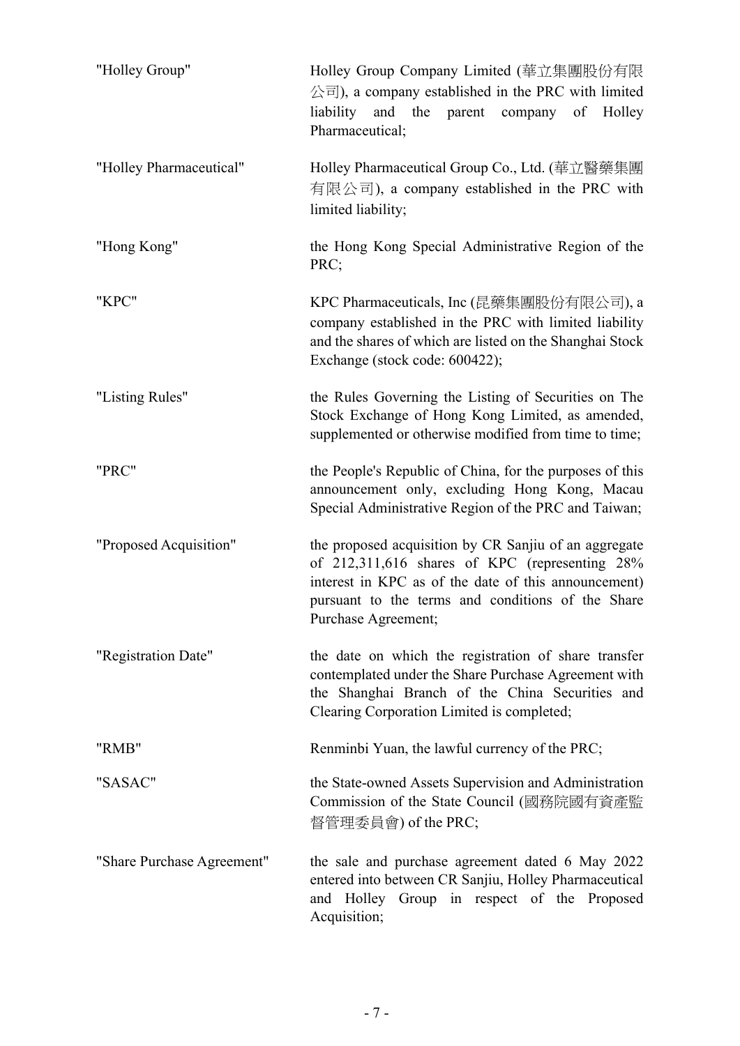| | |
|---|---|
| "Holley Group" | Holley Group Company Limited (華立集團股份有限公司), a company established in the PRC with limited liability and the parent company of Holley Pharmaceutical; |
| "Holley Pharmaceutical" | Holley Pharmaceutical Group Co., Ltd. (華立醫藥集團有限公司), a company established in the PRC with limited liability; |
| "Hong Kong" | the Hong Kong Special Administrative Region of the PRC; |
| "KPC" | KPC Pharmaceuticals, Inc (昆藥集團股份有限公司), a company established in the PRC with limited liability and the shares of which are listed on the Shanghai Stock Exchange (stock code: 600422); |
| "Listing Rules" | the Rules Governing the Listing of Securities on The Stock Exchange of Hong Kong Limited, as amended, supplemented or otherwise modified from time to time; |
| "PRC" | the People's Republic of China, for the purposes of this announcement only, excluding Hong Kong, Macau Special Administrative Region of the PRC and Taiwan; |
| "Proposed Acquisition" | the proposed acquisition by CR Sanjiu of an aggregate of 212,311,616 shares of KPC (representing 28% interest in KPC as of the date of this announcement) pursuant to the terms and conditions of the Share Purchase Agreement; |
| "Registration Date" | the date on which the registration of share transfer contemplated under the Share Purchase Agreement with the Shanghai Branch of the China Securities and Clearing Corporation Limited is completed; |
| "RMB" | Renminbi Yuan, the lawful currency of the PRC; |
| "SASAC" | the State-owned Assets Supervision and Administration Commission of the State Council (國務院國有資產監督管理委員會) of the PRC; |
| "Share Purchase Agreement" | the sale and purchase agreement dated 6 May 2022 entered into between CR Sanjiu, Holley Pharmaceutical and Holley Group in respect of the Proposed Acquisition; |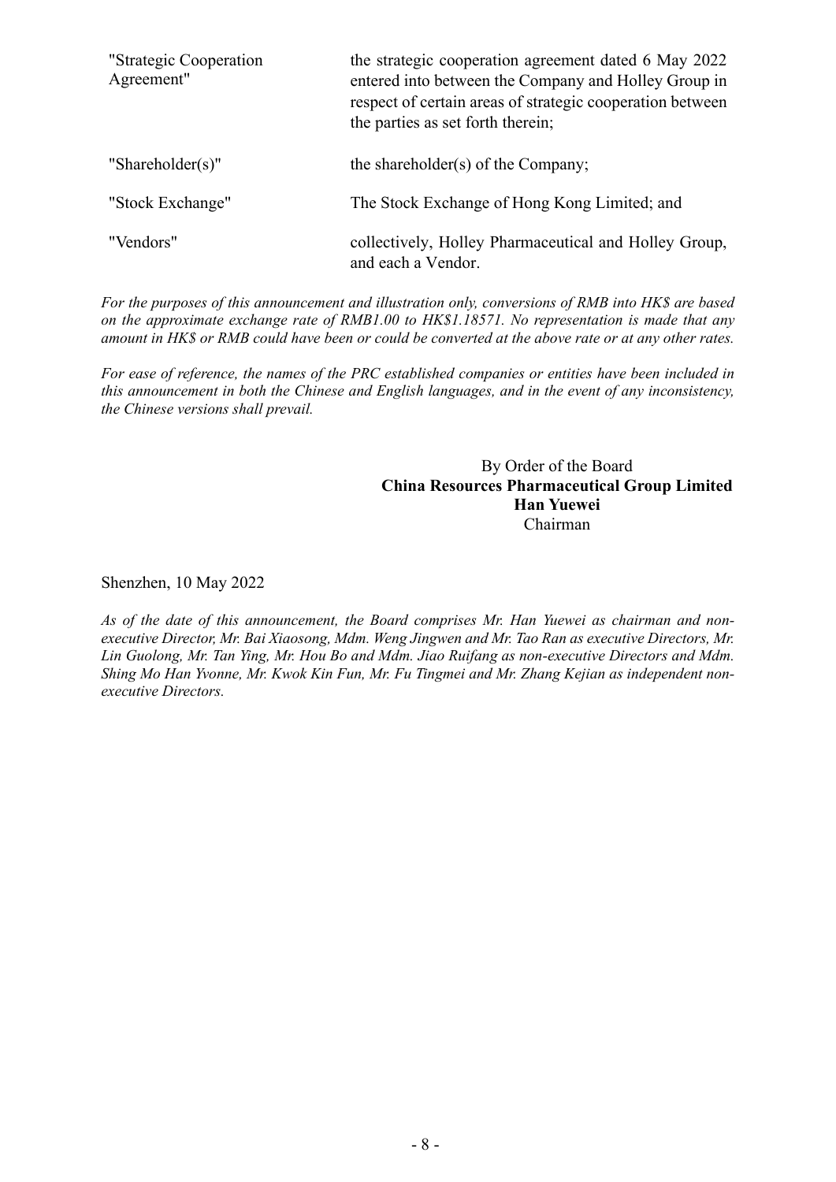| | |
|---|---|
| "Strategic Cooperation Agreement" | the strategic cooperation agreement dated 6 May 2022 entered into between the Company and Holley Group in respect of certain areas of strategic cooperation between the parties as set forth therein; |
| "Shareholder(s)" | the shareholder(s) of the Company; |
| "Stock Exchange" | The Stock Exchange of Hong Kong Limited; and |
| "Vendors" | collectively, Holley Pharmaceutical and Holley Group, and each a Vendor. |

*For the purposes of this announcement and illustration only, conversions of RMB into HK$ are based on the approximate exchange rate of RMB1.00 to HK$1.18571. No representation is made that any amount in HK$ or RMB could have been or could be converted at the above rate or at any other rates.*

*For ease of reference, the names of the PRC established companies or entities have been included in this announcement in both the Chinese and English languages, and in the event of any inconsistency, the Chinese versions shall prevail.*

By Order of the Board
**China Resources Pharmaceutical Group Limited**
**Han Yuewei**
Chairman

Shenzhen, 10 May 2022

*As of the date of this announcement, the Board comprises Mr. Han Yuewei as chairman and non-executive Director, Mr. Bai Xiaosong, Mdm. Weng Jingwen and Mr. Tao Ran as executive Directors, Mr. Lin Guolong, Mr. Tan Ying, Mr. Hou Bo and Mdm. Jiao Ruifang as non-executive Directors and Mdm. Shing Mo Han Yvonne, Mr. Kwok Kin Fun, Mr. Fu Tingmei and Mr. Zhang Kejian as independent non-executive Directors.*